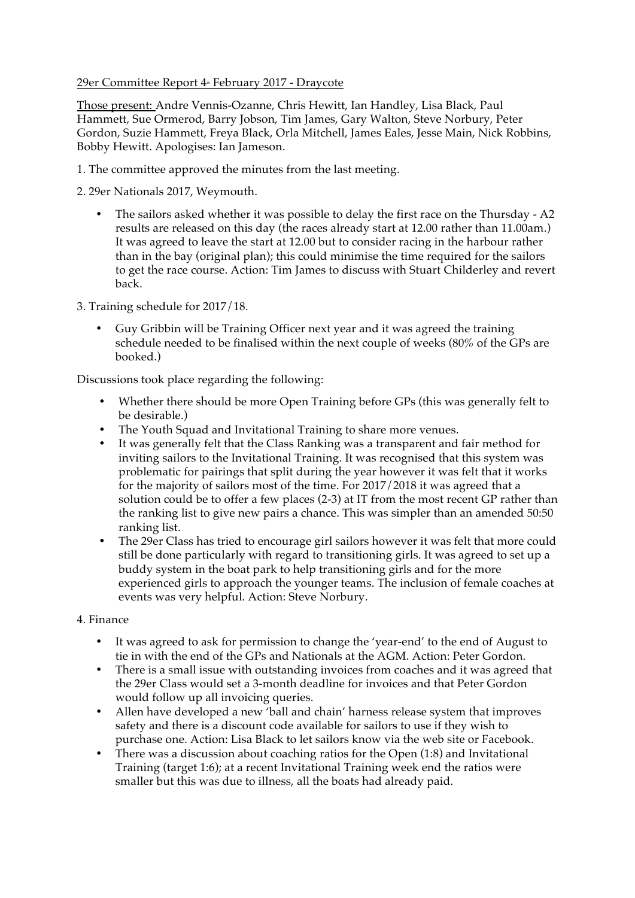29er Committee Report 4th February 2017 - Draycote

Those present: Andre Vennis-Ozanne, Chris Hewitt, Ian Handley, Lisa Black, Paul Hammett, Sue Ormerod, Barry Jobson, Tim James, Gary Walton, Steve Norbury, Peter Gordon, Suzie Hammett, Freya Black, Orla Mitchell, James Eales, Jesse Main, Nick Robbins, Bobby Hewitt. Apologises: Ian Jameson.

1. The committee approved the minutes from the last meeting.

2. 29er Nationals 2017, Weymouth.

- The sailors asked whether it was possible to delay the first race on the Thursday - A2 results are released on this day (the races already start at 12.00 rather than 11.00am.) It was agreed to leave the start at 12.00 but to consider racing in the harbour rather than in the bay (original plan); this could minimise the time required for the sailors to get the race course. Action: Tim James to discuss with Stuart Childerley and revert back.

3. Training schedule for 2017/18.

- Guy Gribbin will be Training Officer next year and it was agreed the training schedule needed to be finalised within the next couple of weeks (80% of the GPs are booked.)

Discussions took place regarding the following:

- Whether there should be more Open Training before GPs (this was generally felt to be desirable.)
- The Youth Squad and Invitational Training to share more venues.
- It was generally felt that the Class Ranking was a transparent and fair method for inviting sailors to the Invitational Training. It was recognised that this system was problematic for pairings that split during the year however it was felt that it works for the majority of sailors most of the time. For 2017/2018 it was agreed that a solution could be to offer a few places (2-3) at IT from the most recent GP rather than the ranking list to give new pairs a chance. This was simpler than an amended 50:50 ranking list.
- The 29er Class has tried to encourage girl sailors however it was felt that more could still be done particularly with regard to transitioning girls. It was agreed to set up a buddy system in the boat park to help transitioning girls and for the more experienced girls to approach the younger teams. The inclusion of female coaches at events was very helpful. Action: Steve Norbury.

4. Finance

- It was agreed to ask for permission to change the 'year-end' to the end of August to tie in with the end of the GPs and Nationals at the AGM. Action: Peter Gordon.
- There is a small issue with outstanding invoices from coaches and it was agreed that the 29er Class would set a 3-month deadline for invoices and that Peter Gordon would follow up all invoicing queries.
- Allen have developed a new 'ball and chain' harness release system that improves safety and there is a discount code available for sailors to use if they wish to purchase one. Action: Lisa Black to let sailors know via the web site or Facebook.
- There was a discussion about coaching ratios for the Open (1:8) and Invitational Training (target 1:6); at a recent Invitational Training week end the ratios were smaller but this was due to illness, all the boats had already paid.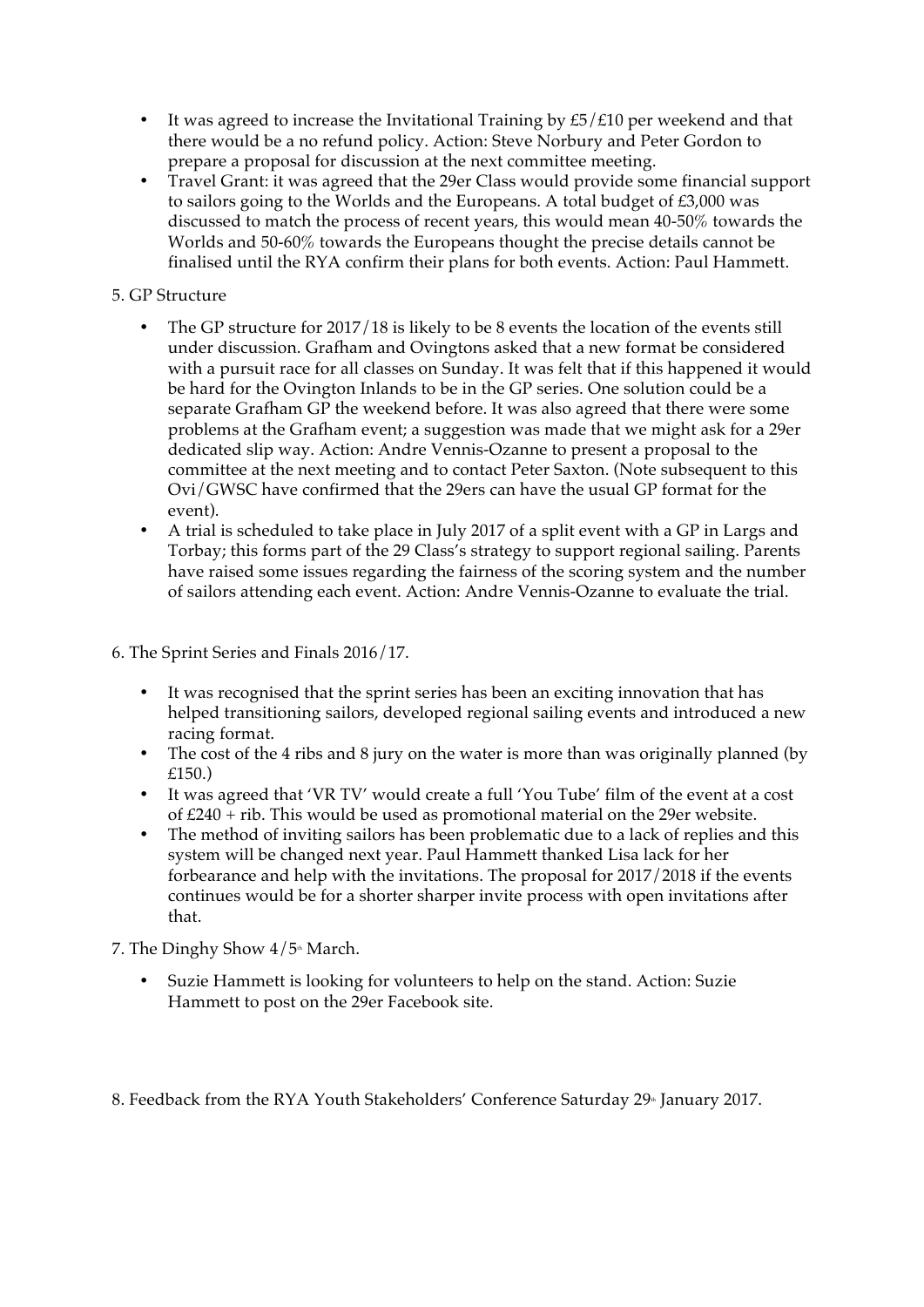- It was agreed to increase the Invitational Training by £5/£10 per weekend and that there would be a no refund policy. Action: Steve Norbury and Peter Gordon to prepare a proposal for discussion at the next committee meeting.
- Travel Grant: it was agreed that the 29er Class would provide some financial support to sailors going to the Worlds and the Europeans. A total budget of £3,000 was discussed to match the process of recent years, this would mean 40-50% towards the Worlds and 50-60% towards the Europeans thought the precise details cannot be finalised until the RYA confirm their plans for both events. Action: Paul Hammett.

5. GP Structure

- The GP structure for 2017/18 is likely to be 8 events the location of the events still under discussion. Grafham and Ovingtons asked that a new format be considered with a pursuit race for all classes on Sunday. It was felt that if this happened it would be hard for the Ovington Inlands to be in the GP series. One solution could be a separate Grafham GP the weekend before. It was also agreed that there were some problems at the Grafham event; a suggestion was made that we might ask for a 29er dedicated slip way. Action: Andre Vennis-Ozanne to present a proposal to the committee at the next meeting and to contact Peter Saxton. (Note subsequent to this Ovi/GWSC have confirmed that the 29ers can have the usual GP format for the event).
- A trial is scheduled to take place in July 2017 of a split event with a GP in Largs and Torbay; this forms part of the 29 Class's strategy to support regional sailing. Parents have raised some issues regarding the fairness of the scoring system and the number of sailors attending each event. Action: Andre Vennis-Ozanne to evaluate the trial.

6. The Sprint Series and Finals 2016/17.

- It was recognised that the sprint series has been an exciting innovation that has helped transitioning sailors, developed regional sailing events and introduced a new racing format.
- The cost of the 4 ribs and 8 jury on the water is more than was originally planned (by £150.)
- It was agreed that 'VR TV' would create a full 'You Tube' film of the event at a cost of £240 + rib. This would be used as promotional material on the 29er website.
- The method of inviting sailors has been problematic due to a lack of replies and this system will be changed next year. Paul Hammett thanked Lisa lack for her forbearance and help with the invitations. The proposal for 2017/2018 if the events continues would be for a shorter sharper invite process with open invitations after that.

7. The Dinghy Show 4/5th March.

- Suzie Hammett is looking for volunteers to help on the stand. Action: Suzie Hammett to post on the 29er Facebook site.

8. Feedback from the RYA Youth Stakeholders' Conference Saturday 29th January 2017.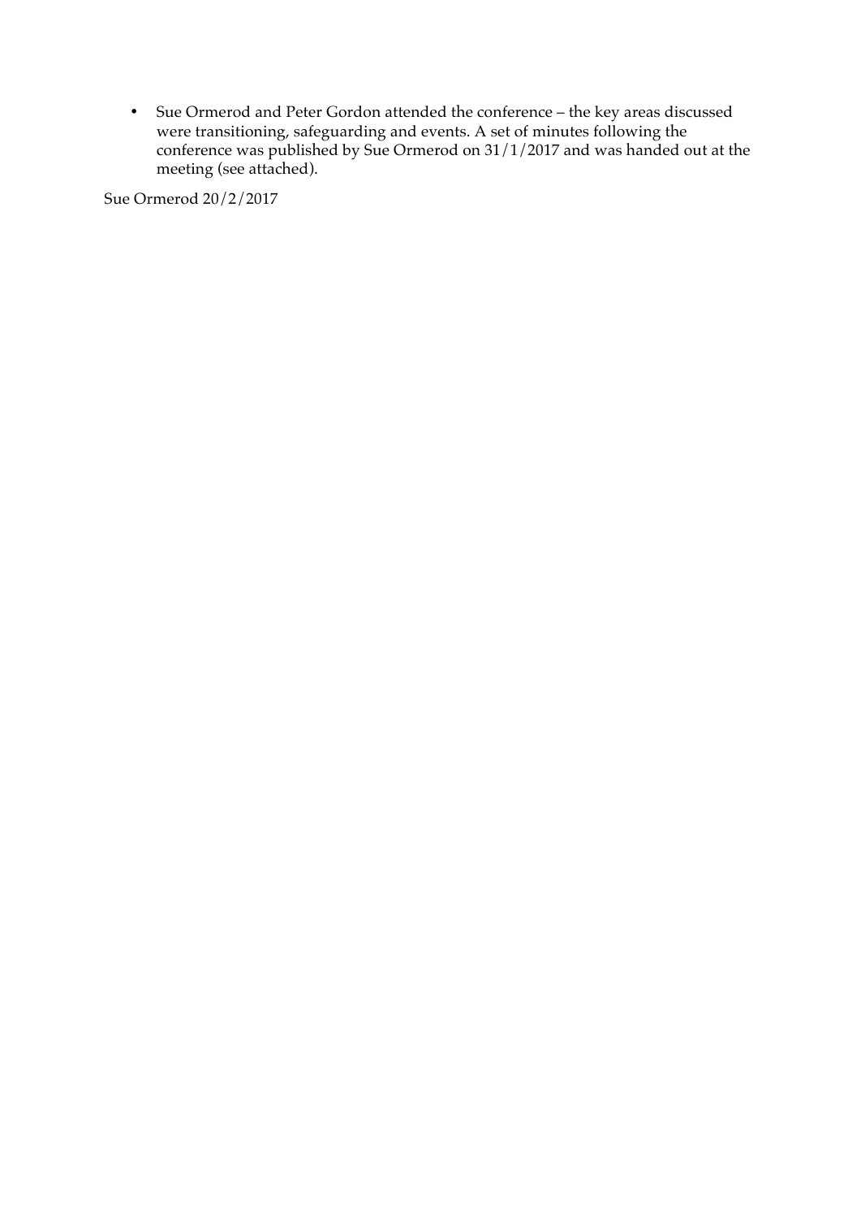- Sue Ormerod and Peter Gordon attended the conference – the key areas discussed were transitioning, safeguarding and events. A set of minutes following the conference was published by Sue Ormerod on 31/1/2017 and was handed out at the meeting (see attached).

Sue Ormerod 20/2/2017